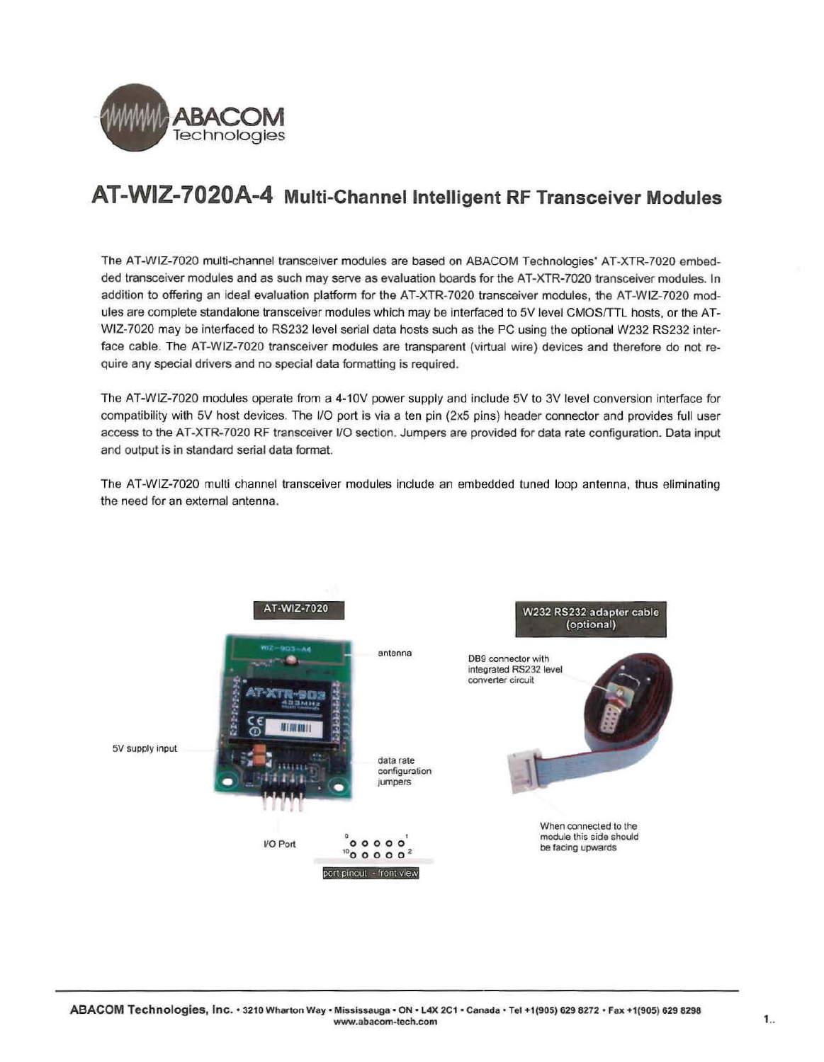# AT-WIZ-7020A-4 Multi-Channel Intelligent RF Transceiver Modules

The AT-WIZ-7020 multi-channel transceiver modules are based on ABACOM Technologies' AT-XTR-7020 embedded transceiver modules and as such may serve as evaluation boards for the AT-XTR-7020 transceiver modules. In addition to offering an ideal evaluation platform for the AT-XTR-7020 transceiver modules, the AT-WIZ-7020 modules are complete standalone transceiver modules which may be interfaced to 5V level CMOS/TTL hosts, or the AT-WIZ-7020 may be interfaced to RS232 level serial data hosts such as the PC using the optional W232 RS232 interface cable. The AT-WIZ-7020 transceiver modules are transparent (virtual wire) devices and therefore do not require any special drivers and no special data formatting is required.

The AT-WIZ-7020 modules operate from a 4-10V power supply and include 5V to 3V level conversion interface for compatibility with 5V host devices. The I/O port is via a ten pin (2x5 pins) header connector and provides full user access to the AT-XTR-7020 RF transceiver I/O section. Jumpers are provided for data rate configuration. Data input and output is in standard serial data format.

The AT-WIZ-7020 multi channel transceiver modules include an embedded tuned loop antenna, thus eliminating the need for an external antenna.

AT-WIZ-7020

antenna

5V supply input

data rate configuration jumpers

I/O Port

port pinout - front view

W232 RS232 adapter cable (optional)

DB9 connector with integrated RS232 level converter circuit

When connected to the module this side should be facing upwards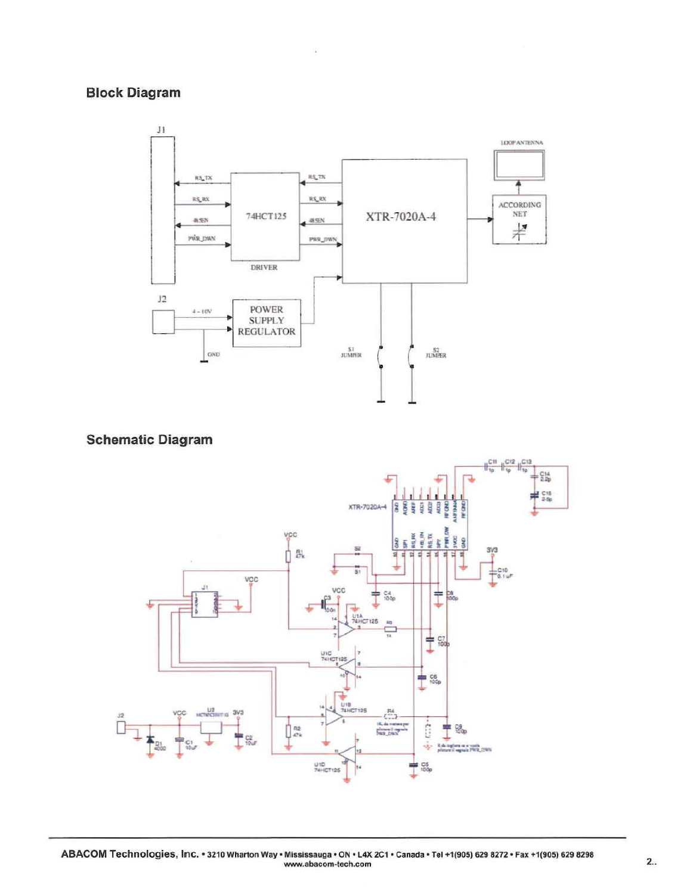## Block Diagram

## Schematic Diagram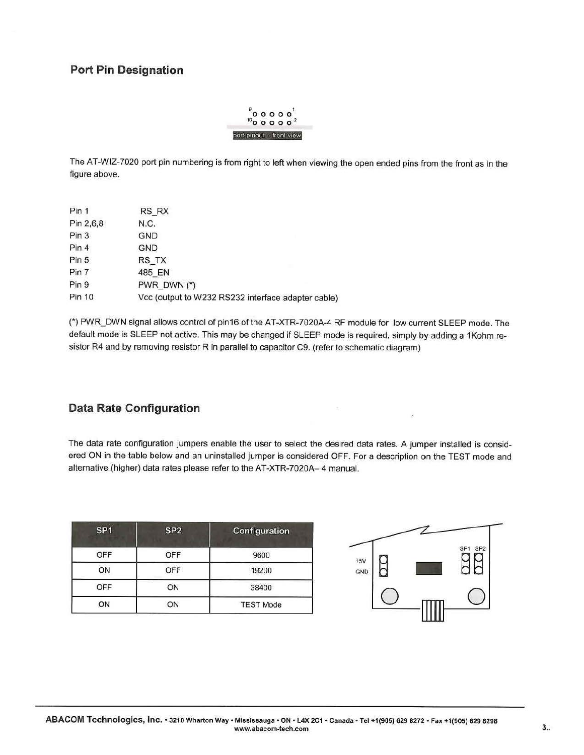## Port Pin Designation

port pinout - front view

The AT-WIZ-7020 port pin numbering is from right to left when viewing the open ended pins from the front as in the figure above.

| | |
|---|---|
| Pin 1 | RS_RX |
| Pin 2,6,8 | N.C. |
| Pin 3 | GND |
| Pin 4 | GND |
| Pin 5 | RS_TX |
| Pin 7 | 485_EN |
| Pin 9 | PWR_DWN (*) |
| Pin 10 | Vcc (output to W232 RS232 interface adapter cable) |

(*) PWR_DWN signal allows control of pin16 of the AT-XTR-7020A-4 RF module for low current SLEEP mode. The default mode is SLEEP not active. This may be changed if SLEEP mode is required, simply by adding a 1Kohm resistor R4 and by removing resistor R in parallel to capacitor C9. (refer to schematic diagram)

## Data Rate Configuration

The data rate configuration jumpers enable the user to select the desired data rates. A jumper installed is considered ON in the table below and an uninstalled jumper is considered OFF. For a description on the TEST mode and alternative (higher) data rates please refer to the AT-XTR-7020A– 4 manual.

| SP1 | SP2 | Configuration |
|---|---|---|
| OFF | OFF | 9600 |
| ON | OFF | 19200 |
| OFF | ON | 38400 |
| ON | ON | TEST Mode |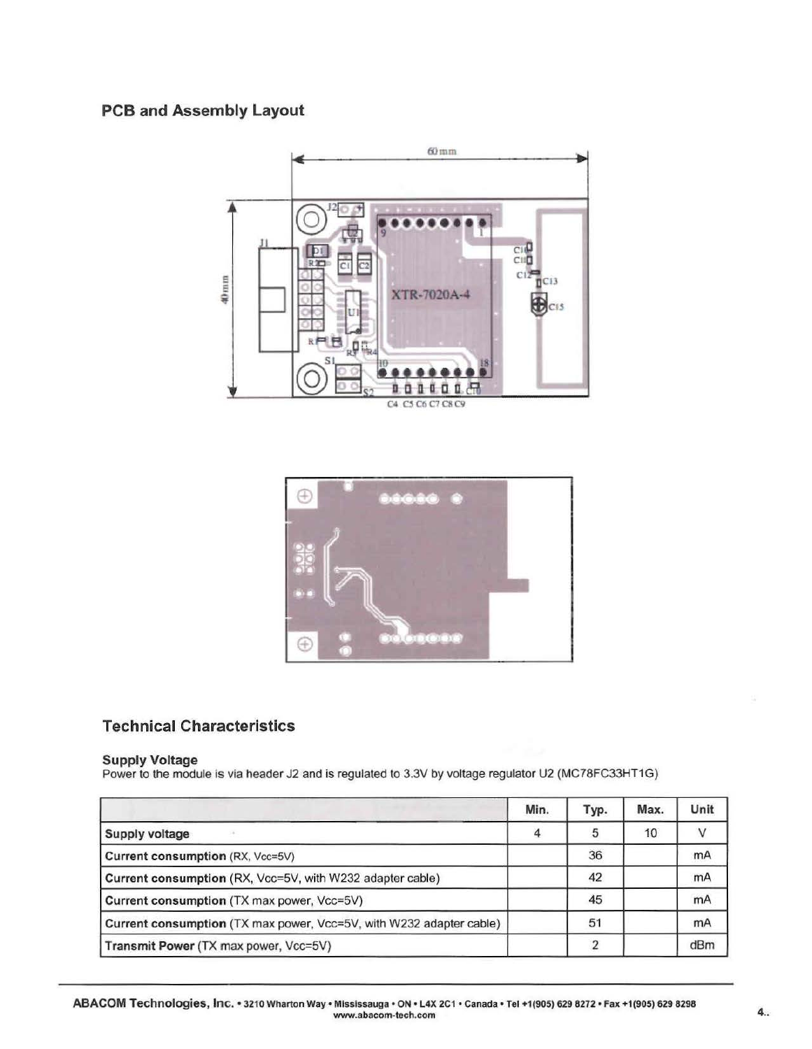## PCB and Assembly Layout

## Technical Characteristics

### Supply Voltage

Power to the module is via header J2 and is regulated to 3.3V by voltage regulator U2 (MC78FC33HT1G)

| | Min. | Typ. | Max. | Unit |
|---|---|---|---|---|
| **Supply voltage** | 4 | 5 | 10 | V |
| **Current consumption** (RX, Vcc=5V) | | 36 | | mA |
| **Current consumption** (RX, Vcc=5V, with W232 adapter cable) | | 42 | | mA |
| **Current consumption** (TX max power, Vcc=5V) | | 45 | | mA |
| **Current consumption** (TX max power, Vcc=5V, with W232 adapter cable) | | 51 | | mA |
| **Transmit Power** (TX max power, Vcc=5V) | | 2 | | dBm |

**ABACOM Technologies, Inc.** • 3210 Wharton Way • Mississauga • ON • L4X 2C1 • Canada • Tel +1(905) 629 8272 • Fax +1(905) 629 8298
www.abacom-tech.com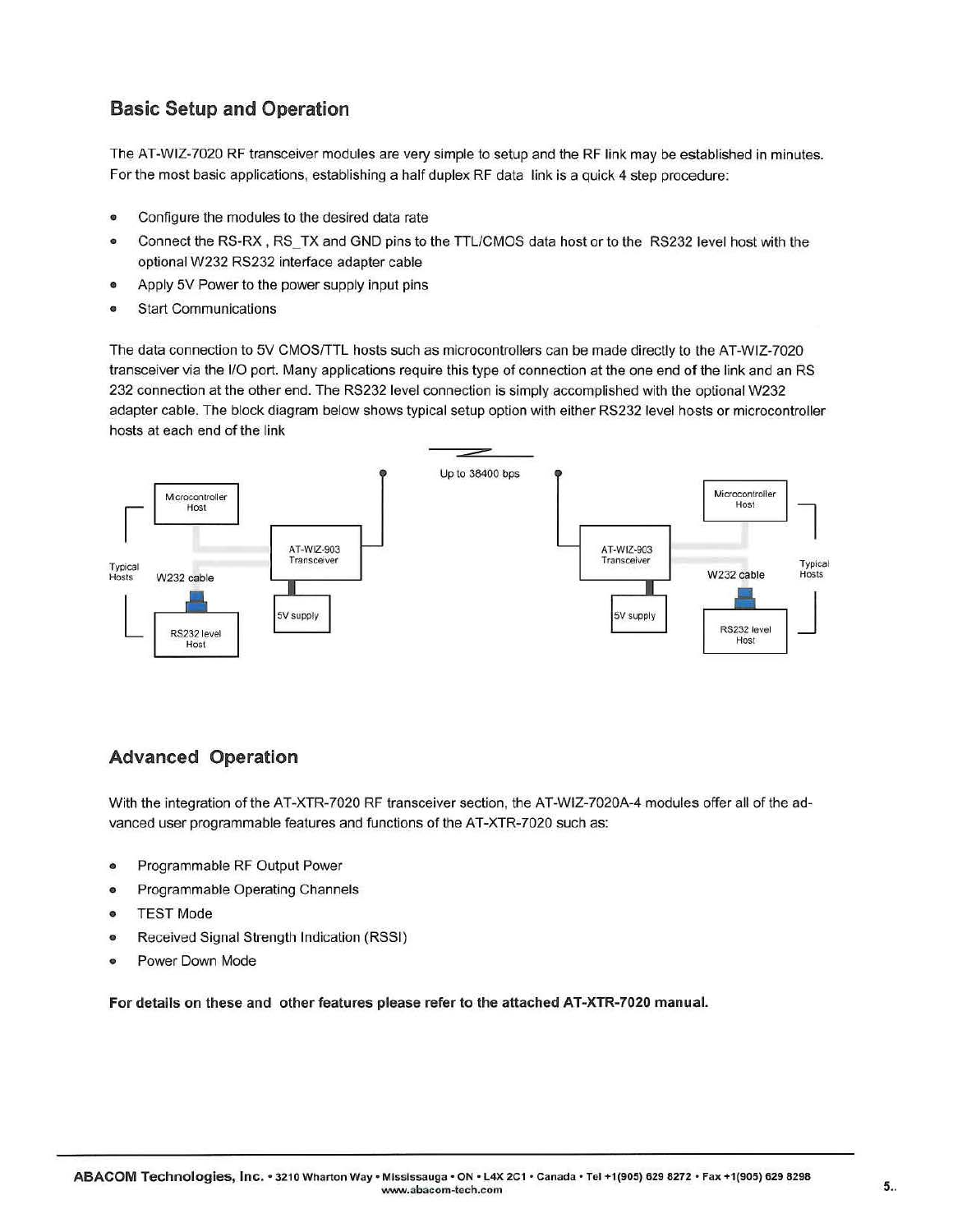## Basic Setup and Operation

The AT-WIZ-7020 RF transceiver modules are very simple to setup and the RF link may be established in minutes. For the most basic applications, establishing a half duplex RF data link is a quick 4 step procedure:

- Configure the modules to the desired data rate
- Connect the RS-RX , RS_TX and GND pins to the TTL/CMOS data host or to the RS232 level host with the optional W232 RS232 interface adapter cable
- Apply 5V Power to the power supply input pins
- Start Communications

The data connection to 5V CMOS/TTL hosts such as microcontrollers can be made directly to the AT-WIZ-7020 transceiver via the I/O port. Many applications require this type of connection at the one end of the link and an RS 232 connection at the other end. The RS232 level connection is simply accomplished with the optional W232 adapter cable. The block diagram below shows typical setup option with either RS232 level hosts or microcontroller hosts at each end of the link

Up to 38400 bps

Microcontroller Host

Typical Hosts

W232 cable

RS232 level Host

AT-WIZ-903 Transceiver

5V supply

AT-WIZ-903 Transceiver

5V supply

Microcontroller Host

W232 cable

Typical Hosts

RS232 level Host

## Advanced Operation

With the integration of the AT-XTR-7020 RF transceiver section, the AT-WIZ-7020A-4 modules offer all of the advanced user programmable features and functions of the AT-XTR-7020 such as:

- Programmable RF Output Power
- Programmable Operating Channels
- TEST Mode
- Received Signal Strength Indication (RSSI)
- Power Down Mode

**For details on these and other features please refer to the attached AT-XTR-7020 manual.**